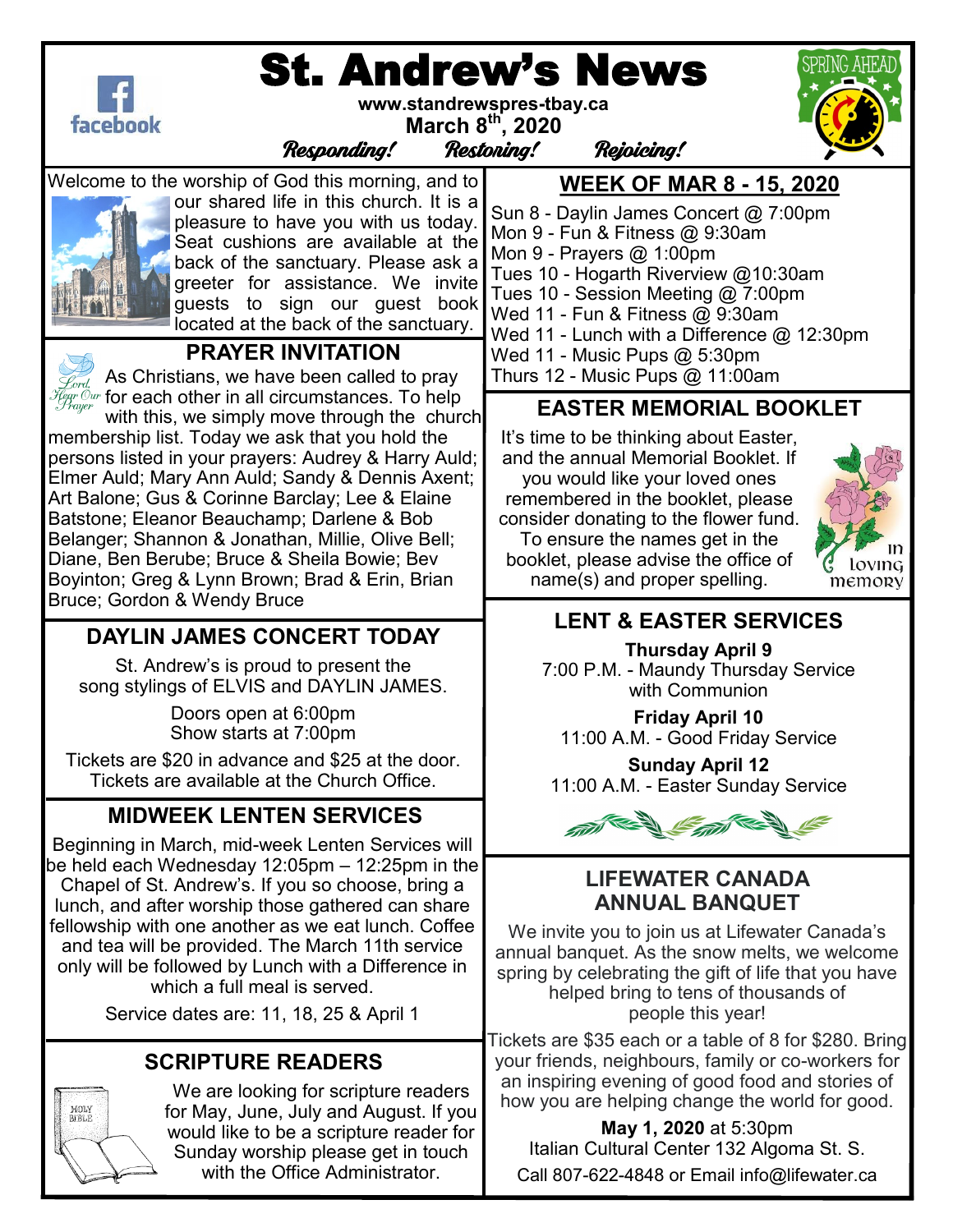# St. Andrew's News

www.standrewspres-tbay.ca

March 8th, 2020

*Responding! Restoring! Rejoicing!*

Welcome to the worship of God this morning, and to our shared life in this church. It is a pleasure to have you with us today. Seat cushions are available at the back of the sanctuary. Please ask a greeter for assistance. We invite guests to sign our guest book located at the back of the sanctuary.

## PRAYER INVITATION

As Christians, we have been called to pray for each other in all circumstances. To help with this, we simply move through the church membership list. Today we ask that you hold the persons listed in your prayers: Audrey & Harry Auld; Elmer Auld; Mary Ann Auld; Sandy & Dennis Axent; Art Balone; Gus & Corinne Barclay; Lee & Elaine Batstone; Eleanor Beauchamp; Darlene & Bob Belanger; Shannon & Jonathan, Millie, Olive Bell; Diane, Ben Berube; Bruce & Sheila Bowie; Bev Boyinton; Greg & Lynn Brown; Brad & Erin, Brian Bruce; Gordon & Wendy Bruce

## DAYLIN JAMES CONCERT TODAY

St. Andrew's is proud to present the song stylings of ELVIS and DAYLIN JAMES.

Doors open at 6:00pm
Show starts at 7:00pm

Tickets are $20 in advance and $25 at the door. Tickets are available at the Church Office.

## MIDWEEK LENTEN SERVICES

Beginning in March, mid-week Lenten Services will be held each Wednesday 12:05pm – 12:25pm in the Chapel of St. Andrew's. If you so choose, bring a lunch, and after worship those gathered can share fellowship with one another as we eat lunch. Coffee and tea will be provided. The March 11th service only will be followed by Lunch with a Difference in which a full meal is served.

Service dates are: 11, 18, 25 & April 1

## SCRIPTURE READERS

We are looking for scripture readers for May, June, July and August. If you would like to be a scripture reader for Sunday worship please get in touch with the Office Administrator.

## WEEK OF MAR 8 - 15, 2020

Sun 8 - Daylin James Concert @ 7:00pm
Mon 9 - Fun & Fitness @ 9:30am
Mon 9 - Prayers @ 1:00pm
Tues 10 - Hogarth Riverview @10:30am
Tues 10 - Session Meeting @ 7:00pm
Wed 11 - Fun & Fitness @ 9:30am
Wed 11 - Lunch with a Difference @ 12:30pm
Wed 11 - Music Pups @ 5:30pm
Thurs 12 - Music Pups @ 11:00am

## EASTER MEMORIAL BOOKLET

It's time to be thinking about Easter, and the annual Memorial Booklet. If you would like your loved ones remembered in the booklet, please consider donating to the flower fund. To ensure the names get in the booklet, please advise the office of name(s) and proper spelling.

## LENT & EASTER SERVICES

**Thursday April 9**
7:00 P.M. - Maundy Thursday Service with Communion

**Friday April 10**
11:00 A.M. - Good Friday Service

**Sunday April 12**
11:00 A.M. - Easter Sunday Service

## LIFEWATER CANADA ANNUAL BANQUET

We invite you to join us at Lifewater Canada's annual banquet. As the snow melts, we welcome spring by celebrating the gift of life that you have helped bring to tens of thousands of people this year!

Tickets are $35 each or a table of 8 for $280. Bring your friends, neighbours, family or co-workers for an inspiring evening of good food and stories of how you are helping change the world for good.

**May 1, 2020** at 5:30pm
Italian Cultural Center 132 Algoma St. S.
Call 807-622-4848 or Email info@lifewater.ca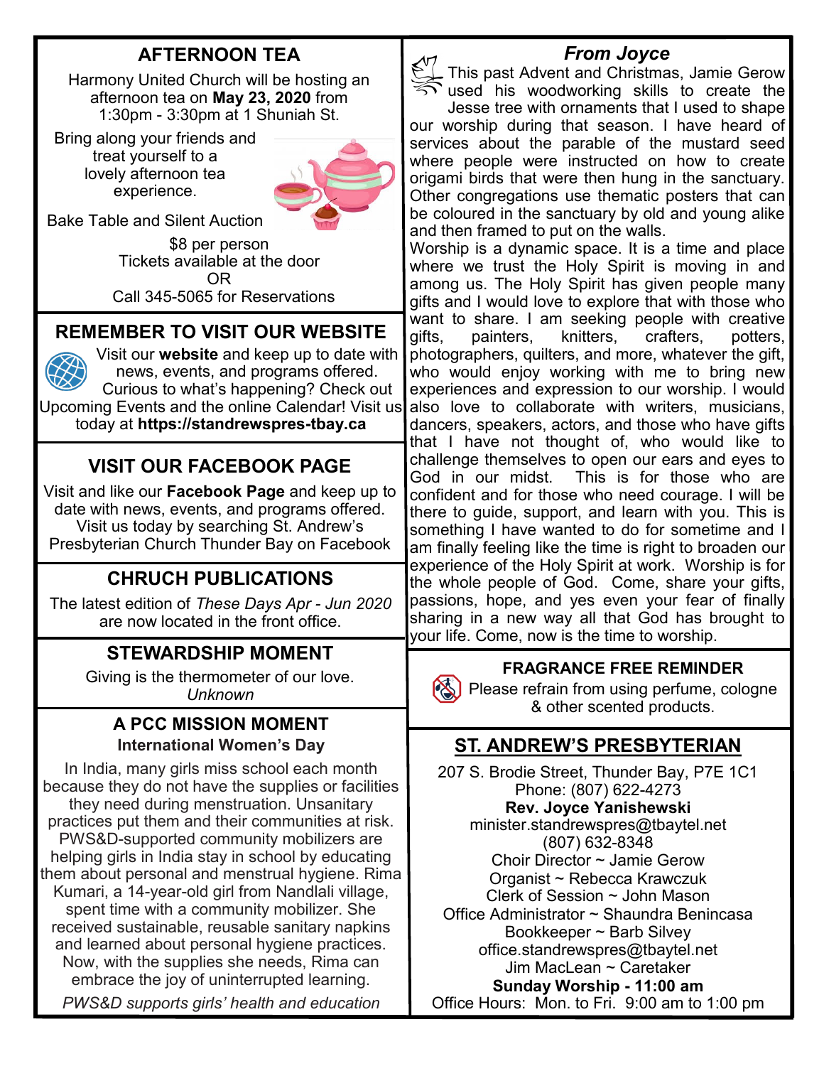## AFTERNOON TEA

Harmony United Church will be hosting an afternoon tea on **May 23, 2020** from 1:30pm - 3:30pm at 1 Shuniah St.

Bring along your friends and treat yourself to a lovely afternoon tea experience.

Bake Table and Silent Auction

$8 per person
Tickets available at the door
OR
Call 345-5065 for Reservations

## REMEMBER TO VISIT OUR WEBSITE

Visit our **website** and keep up to date with news, events, and programs offered. Curious to what's happening? Check out Upcoming Events and the online Calendar! Visit us today at **https://standrewspres-tbay.ca**

## VISIT OUR FACEBOOK PAGE

Visit and like our **Facebook Page** and keep up to date with news, events, and programs offered. Visit us today by searching St. Andrew's Presbyterian Church Thunder Bay on Facebook

## CHRUCH PUBLICATIONS

The latest edition of *These Days Apr - Jun 2020* are now located in the front office.

## STEWARDSHIP MOMENT

Giving is the thermometer of our love.
*Unknown*

## A PCC MISSION MOMENT

**International Women's Day**

In India, many girls miss school each month because they do not have the supplies or facilities they need during menstruation. Unsanitary practices put them and their communities at risk. PWS&D-supported community mobilizers are helping girls in India stay in school by educating them about personal and menstrual hygiene. Rima Kumari, a 14-year-old girl from Nandlali village, spent time with a community mobilizer. She received sustainable, reusable sanitary napkins and learned about personal hygiene practices. Now, with the supplies she needs, Rima can embrace the joy of uninterrupted learning.

*PWS&D supports girls' health and education*

## *From Joyce*

This past Advent and Christmas, Jamie Gerow used his woodworking skills to create the Jesse tree with ornaments that I used to shape our worship during that season. I have heard of services about the parable of the mustard seed where people were instructed on how to create origami birds that were then hung in the sanctuary. Other congregations use thematic posters that can be coloured in the sanctuary by old and young alike and then framed to put on the walls.

Worship is a dynamic space. It is a time and place where we trust the Holy Spirit is moving in and among us. The Holy Spirit has given people many gifts and I would love to explore that with those who want to share. I am seeking people with creative gifts, painters, knitters, crafters, potters, photographers, quilters, and more, whatever the gift, who would enjoy working with me to bring new experiences and expression to our worship. I would also love to collaborate with writers, musicians, dancers, speakers, actors, and those who have gifts that I have not thought of, who would like to challenge themselves to open our ears and eyes to God in our midst. This is for those who are confident and for those who need courage. I will be there to guide, support, and learn with you. This is something I have wanted to do for sometime and I am finally feeling like the time is right to broaden our experience of the Holy Spirit at work. Worship is for the whole people of God. Come, share your gifts, passions, hope, and yes even your fear of finally sharing in a new way all that God has brought to your life. Come, now is the time to worship.

### FRAGRANCE FREE REMINDER

Please refrain from using perfume, cologne & other scented products.

## ST. ANDREW'S PRESBYTERIAN

207 S. Brodie Street, Thunder Bay, P7E 1C1
Phone: (807) 622-4273
**Rev. Joyce Yanishewski**
minister.standrewspres@tbaytel.net
(807) 632-8348
Choir Director ~ Jamie Gerow
Organist ~ Rebecca Krawczuk
Clerk of Session ~ John Mason
Office Administrator ~ Shaundra Benincasa
Bookkeeper ~ Barb Silvey
office.standrewspres@tbaytel.net
Jim MacLean ~ Caretaker
**Sunday Worship - 11:00 am**
Office Hours: Mon. to Fri. 9:00 am to 1:00 pm